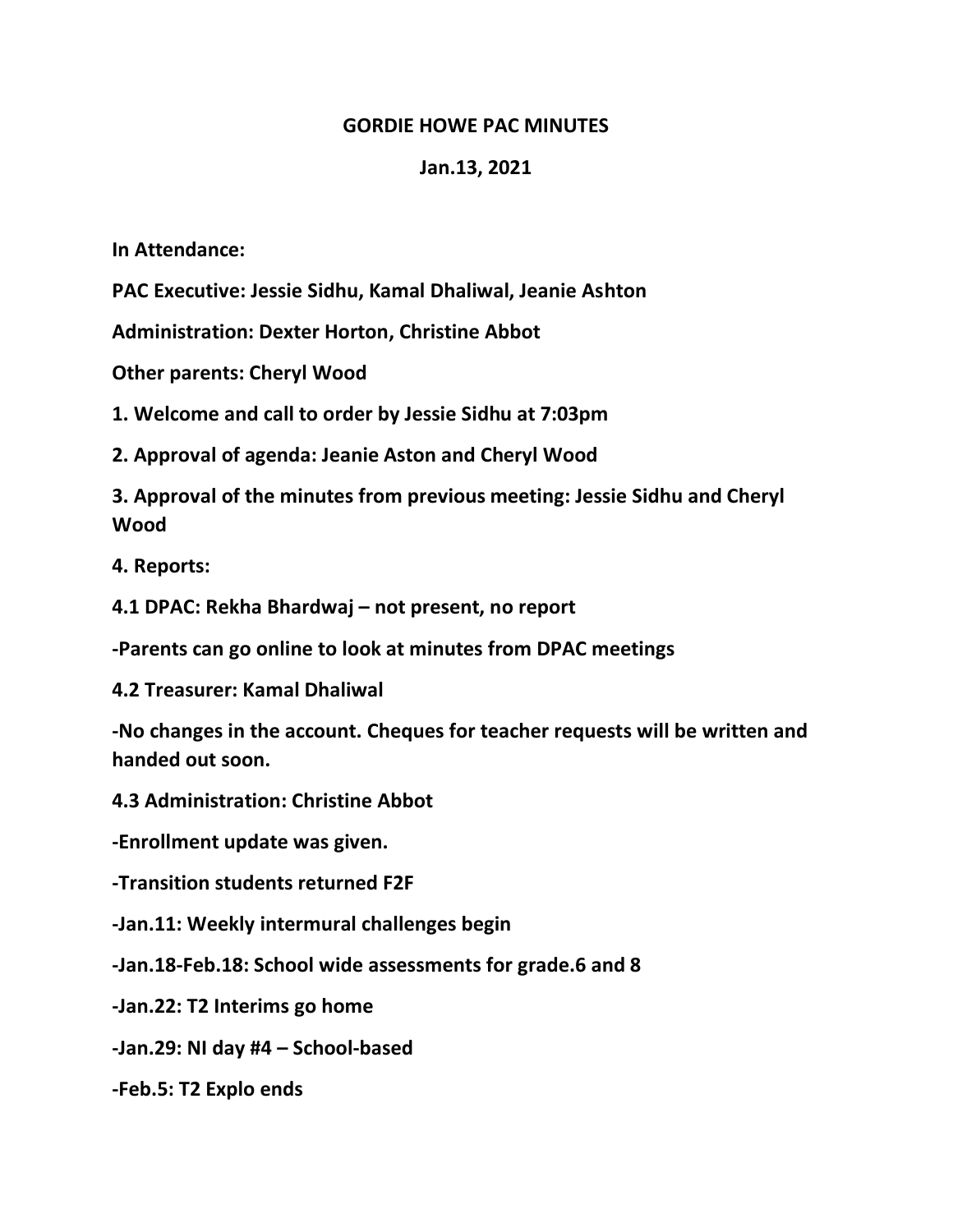# GORDIE HOWE PAC MINUTES

## Jan.13, 2021

**In Attendance:**

**PAC Executive: Jessie Sidhu, Kamal Dhaliwal, Jeanie Ashton**

**Administration: Dexter Horton, Christine Abbot**

**Other parents: Cheryl Wood**

**1. Welcome and call to order by Jessie Sidhu at 7:03pm**

**2. Approval of agenda: Jeanie Aston and Cheryl Wood**

**3. Approval of the minutes from previous meeting: Jessie Sidhu and Cheryl Wood**

**4. Reports:**

**4.1 DPAC: Rekha Bhardwaj – not present, no report**

**-Parents can go online to look at minutes from DPAC meetings**

**4.2 Treasurer: Kamal Dhaliwal**

**-No changes in the account. Cheques for teacher requests will be written and handed out soon.**

**4.3 Administration: Christine Abbot**

**-Enrollment update was given.**

**-Transition students returned F2F**

**-Jan.11: Weekly intermural challenges begin**

**-Jan.18-Feb.18: School wide assessments for grade.6 and 8**

**-Jan.22: T2 Interims go home**

**-Jan.29: NI day #4 – School-based**

**-Feb.5: T2 Explo ends**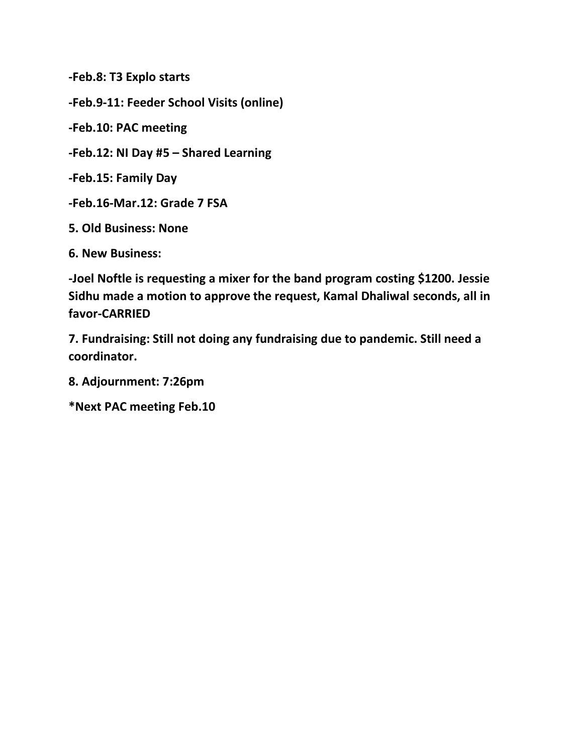**-Feb.8: T3 Explo starts**

**-Feb.9-11: Feeder School Visits (online)**

**-Feb.10: PAC meeting**

**-Feb.12: NI Day #5 – Shared Learning**

**-Feb.15: Family Day**

**-Feb.16-Mar.12: Grade 7 FSA**

**5. Old Business: None**

**6. New Business:**

**-Joel Noftle is requesting a mixer for the band program costing $1200. Jessie Sidhu made a motion to approve the request, Kamal Dhaliwal seconds, all in favor-CARRIED**

**7. Fundraising: Still not doing any fundraising due to pandemic. Still need a coordinator.**

**8. Adjournment: 7:26pm**

**\*Next PAC meeting Feb.10**